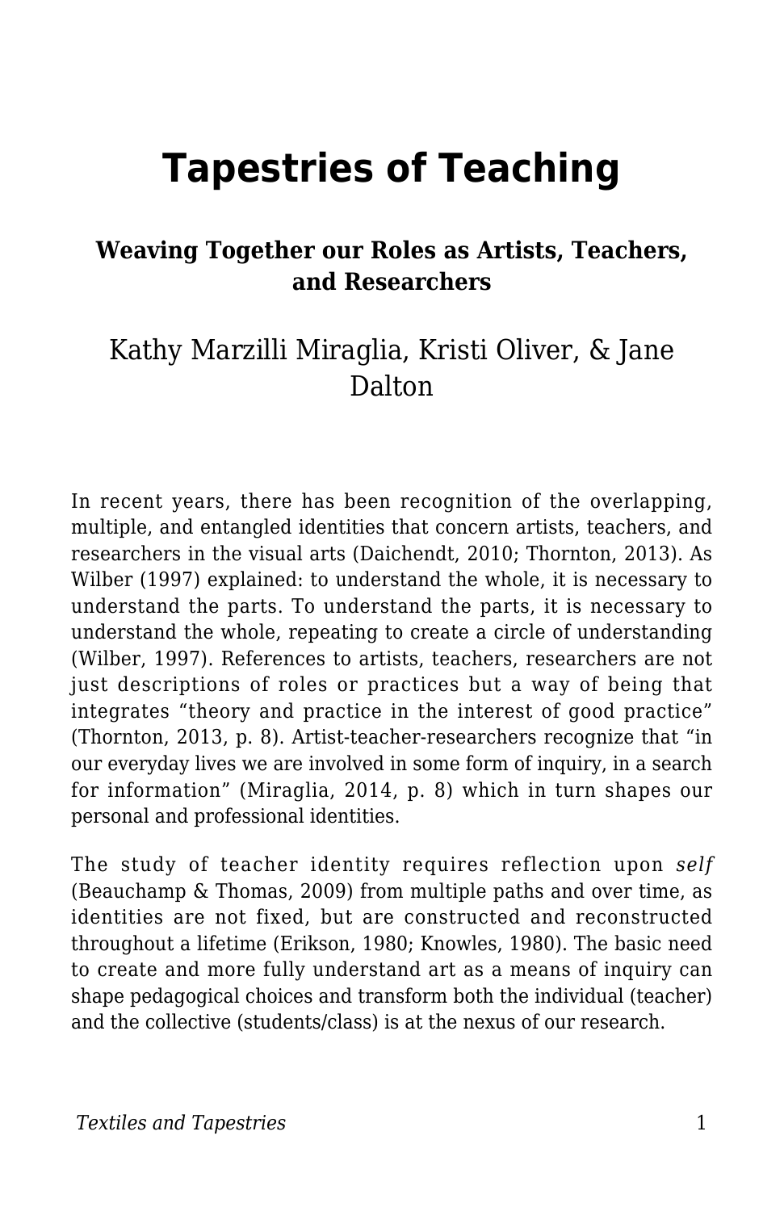# Tapestries of Teaching

### Weaving Together our Roles as Artists, Teachers, and Researchers

Kathy Marzilli Miraglia, Kristi Oliver, & Jane Dalton

In recent years, there has been recognition of the overlapping, multiple, and entangled identities that concern artists, teachers, and researchers in the visual arts (Daichendt, 2010; Thornton, 2013). As Wilber (1997) explained: to understand the whole, it is necessary to understand the parts. To understand the parts, it is necessary to understand the whole, repeating to create a circle of understanding (Wilber, 1997). References to artists, teachers, researchers are not just descriptions of roles or practices but a way of being that integrates "theory and practice in the interest of good practice" (Thornton, 2013, p. 8). Artist-teacher-researchers recognize that "in our everyday lives we are involved in some form of inquiry, in a search for information" (Miraglia, 2014, p. 8) which in turn shapes our personal and professional identities.

The study of teacher identity requires reflection upon *self* (Beauchamp & Thomas, 2009) from multiple paths and over time, as identities are not fixed, but are constructed and reconstructed throughout a lifetime (Erikson, 1980; Knowles, 1980). The basic need to create and more fully understand art as a means of inquiry can shape pedagogical choices and transform both the individual (teacher) and the collective (students/class) is at the nexus of our research.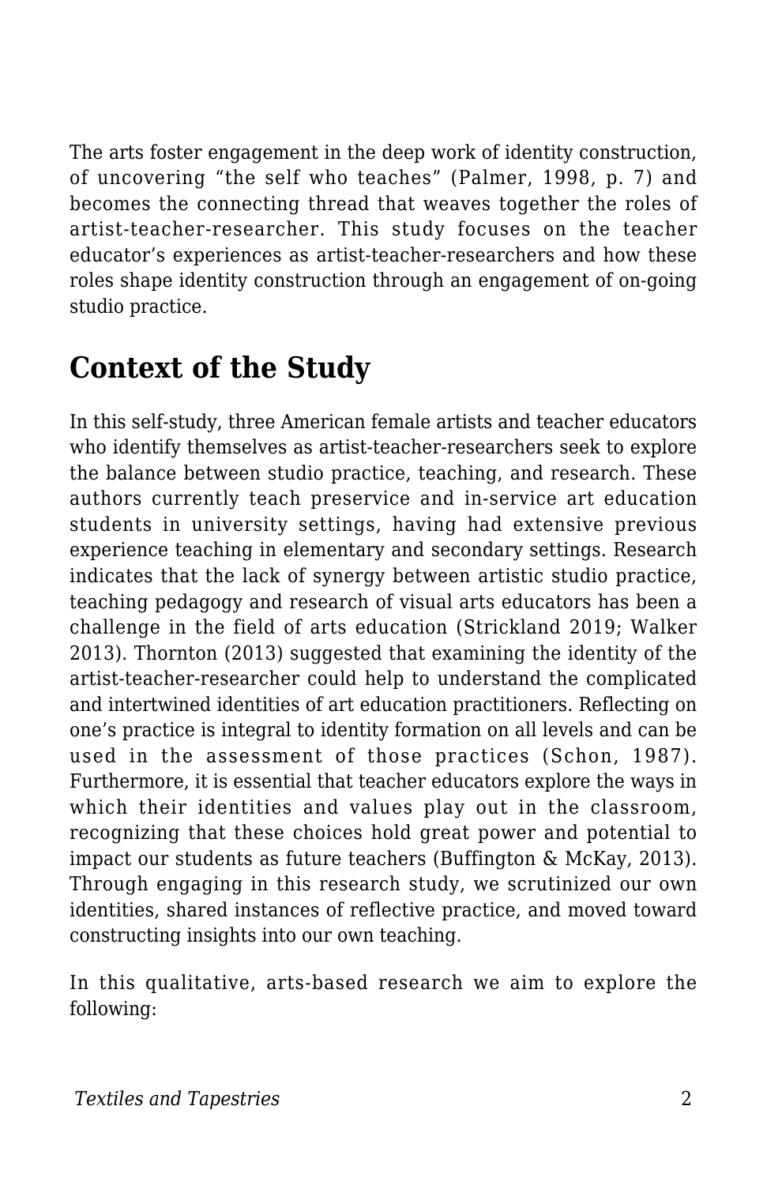The arts foster engagement in the deep work of identity construction, of uncovering “the self who teaches” (Palmer, 1998, p. 7) and becomes the connecting thread that weaves together the roles of artist-teacher-researcher. This study focuses on the teacher educator’s experiences as artist-teacher-researchers and how these roles shape identity construction through an engagement of on-going studio practice.

## Context of the Study

In this self-study, three American female artists and teacher educators who identify themselves as artist-teacher-researchers seek to explore the balance between studio practice, teaching, and research. These authors currently teach preservice and in-service art education students in university settings, having had extensive previous experience teaching in elementary and secondary settings. Research indicates that the lack of synergy between artistic studio practice, teaching pedagogy and research of visual arts educators has been a challenge in the field of arts education (Strickland 2019; Walker 2013). Thornton (2013) suggested that examining the identity of the artist-teacher-researcher could help to understand the complicated and intertwined identities of art education practitioners. Reflecting on one’s practice is integral to identity formation on all levels and can be used in the assessment of those practices (Schon, 1987). Furthermore, it is essential that teacher educators explore the ways in which their identities and values play out in the classroom, recognizing that these choices hold great power and potential to impact our students as future teachers (Buffington & McKay, 2013). Through engaging in this research study, we scrutinized our own identities, shared instances of reflective practice, and moved toward constructing insights into our own teaching.

In this qualitative, arts-based research we aim to explore the following: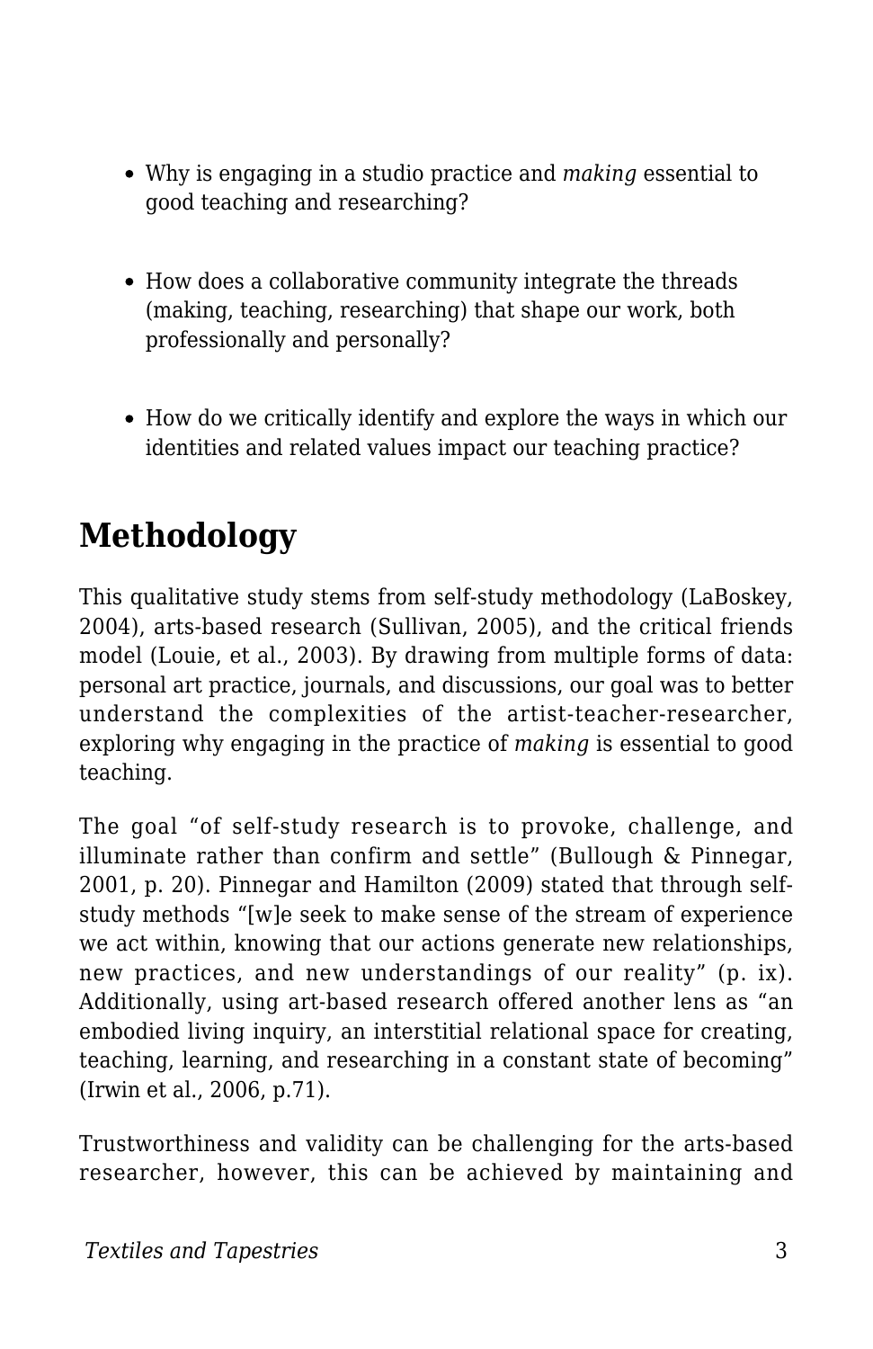- Why is engaging in a studio practice and *making* essential to good teaching and researching?
- How does a collaborative community integrate the threads (making, teaching, researching) that shape our work, both professionally and personally?
- How do we critically identify and explore the ways in which our identities and related values impact our teaching practice?

## Methodology

This qualitative study stems from self-study methodology (LaBoskey, 2004), arts-based research (Sullivan, 2005), and the critical friends model (Louie, et al., 2003). By drawing from multiple forms of data: personal art practice, journals, and discussions, our goal was to better understand the complexities of the artist-teacher-researcher, exploring why engaging in the practice of *making* is essential to good teaching.

The goal "of self-study research is to provoke, challenge, and illuminate rather than confirm and settle" (Bullough & Pinnegar, 2001, p. 20). Pinnegar and Hamilton (2009) stated that through self-study methods "[w]e seek to make sense of the stream of experience we act within, knowing that our actions generate new relationships, new practices, and new understandings of our reality" (p. ix). Additionally, using art-based research offered another lens as "an embodied living inquiry, an interstitial relational space for creating, teaching, learning, and researching in a constant state of becoming" (Irwin et al., 2006, p.71).

Trustworthiness and validity can be challenging for the arts-based researcher, however, this can be achieved by maintaining and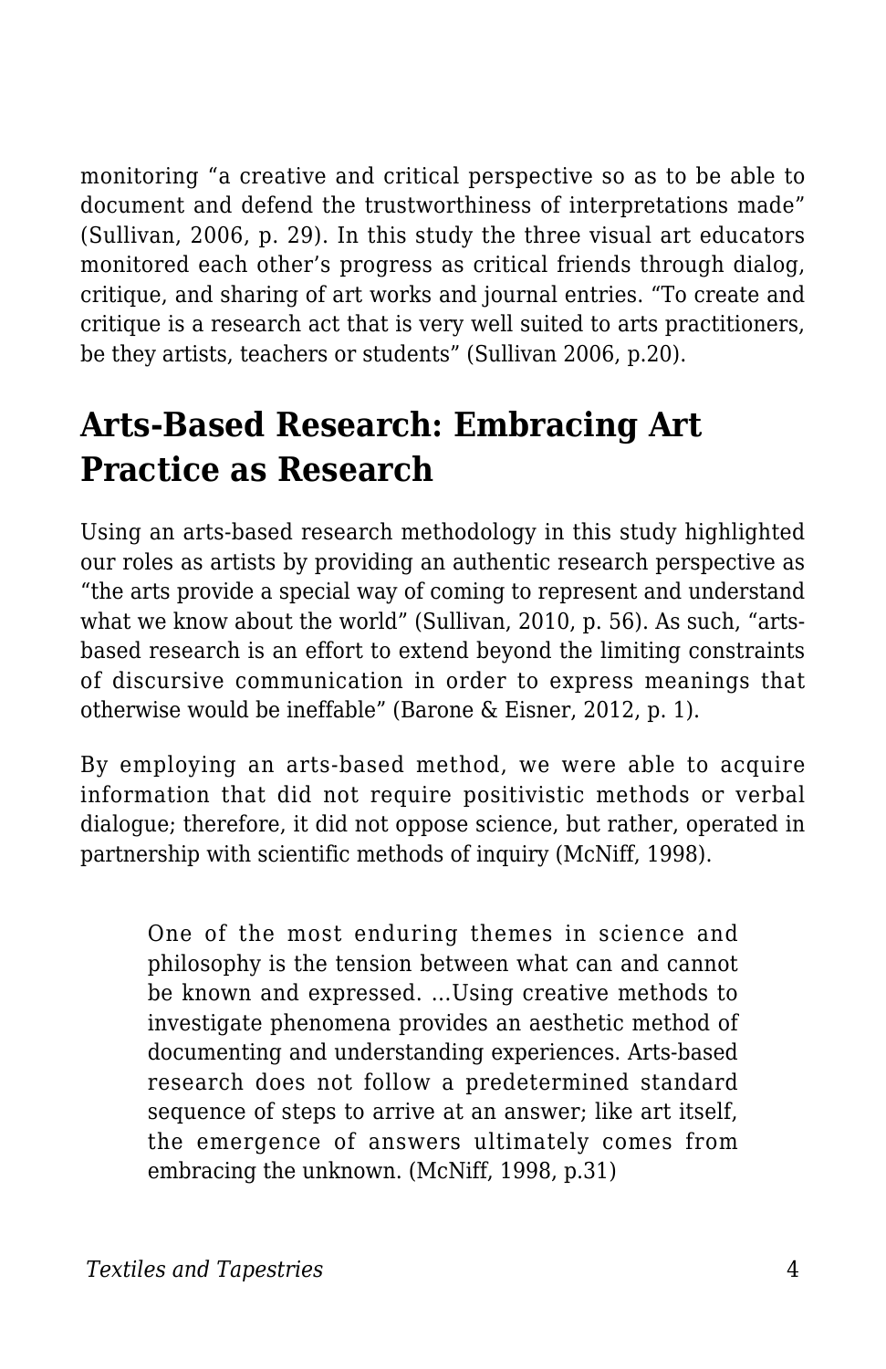monitoring “a creative and critical perspective so as to be able to document and defend the trustworthiness of interpretations made” (Sullivan, 2006, p. 29). In this study the three visual art educators monitored each other’s progress as critical friends through dialog, critique, and sharing of art works and journal entries. “To create and critique is a research act that is very well suited to arts practitioners, be they artists, teachers or students” (Sullivan 2006, p.20).

## Arts-Based Research: Embracing Art Practice as Research

Using an arts-based research methodology in this study highlighted our roles as artists by providing an authentic research perspective as “the arts provide a special way of coming to represent and understand what we know about the world” (Sullivan, 2010, p. 56). As such, “arts-based research is an effort to extend beyond the limiting constraints of discursive communication in order to express meanings that otherwise would be ineffable” (Barone & Eisner, 2012, p. 1).

By employing an arts-based method, we were able to acquire information that did not require positivistic methods or verbal dialogue; therefore, it did not oppose science, but rather, operated in partnership with scientific methods of inquiry (McNiff, 1998).

> One of the most enduring themes in science and philosophy is the tension between what can and cannot be known and expressed. …Using creative methods to investigate phenomena provides an aesthetic method of documenting and understanding experiences. Arts-based research does not follow a predetermined standard sequence of steps to arrive at an answer; like art itself, the emergence of answers ultimately comes from embracing the unknown. (McNiff, 1998, p.31)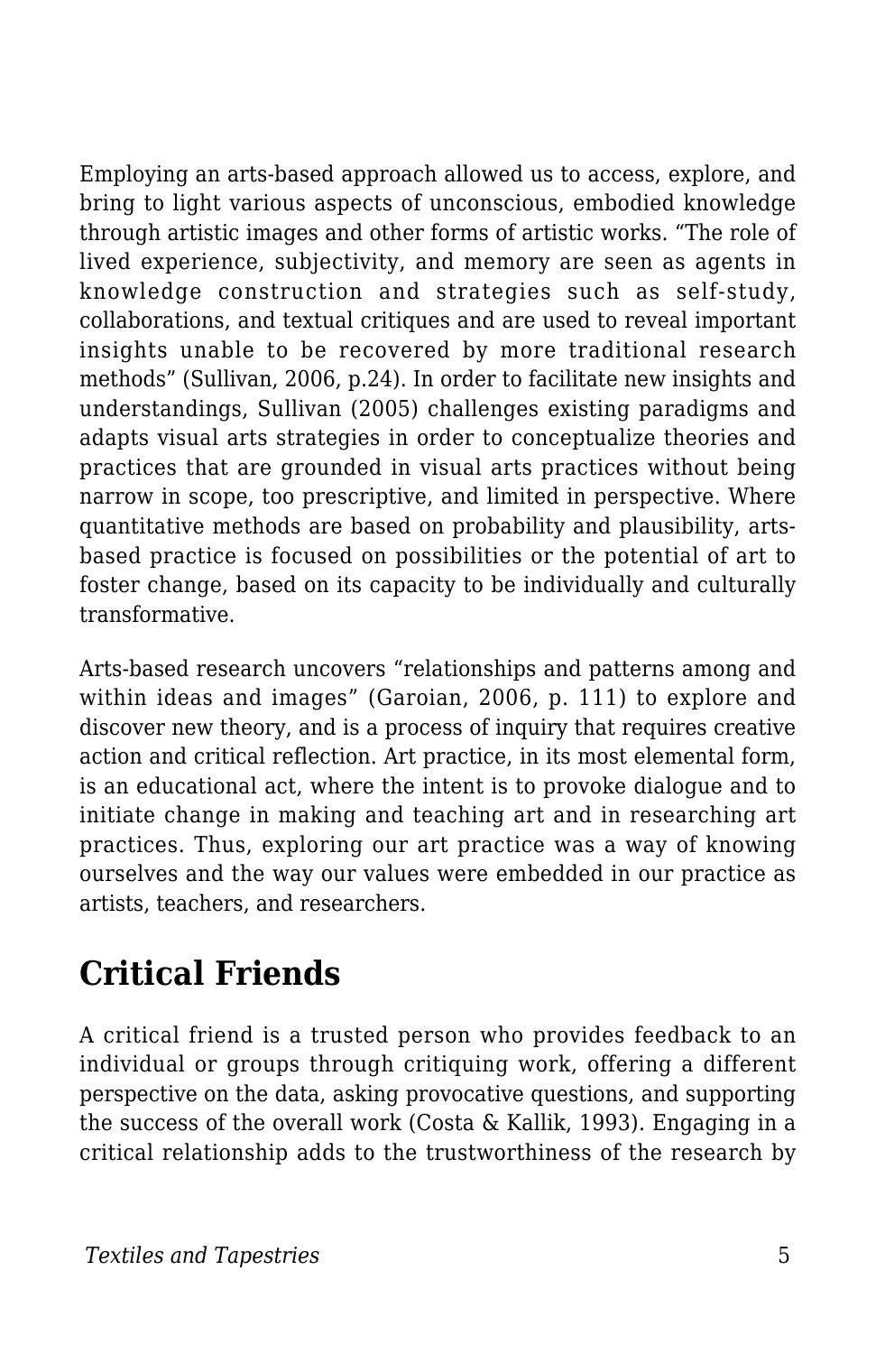Employing an arts-based approach allowed us to access, explore, and bring to light various aspects of unconscious, embodied knowledge through artistic images and other forms of artistic works. "The role of lived experience, subjectivity, and memory are seen as agents in knowledge construction and strategies such as self-study, collaborations, and textual critiques and are used to reveal important insights unable to be recovered by more traditional research methods" (Sullivan, 2006, p.24). In order to facilitate new insights and understandings, Sullivan (2005) challenges existing paradigms and adapts visual arts strategies in order to conceptualize theories and practices that are grounded in visual arts practices without being narrow in scope, too prescriptive, and limited in perspective. Where quantitative methods are based on probability and plausibility, arts-based practice is focused on possibilities or the potential of art to foster change, based on its capacity to be individually and culturally transformative.

Arts-based research uncovers "relationships and patterns among and within ideas and images" (Garoian, 2006, p. 111) to explore and discover new theory, and is a process of inquiry that requires creative action and critical reflection. Art practice, in its most elemental form, is an educational act, where the intent is to provoke dialogue and to initiate change in making and teaching art and in researching art practices. Thus, exploring our art practice was a way of knowing ourselves and the way our values were embedded in our practice as artists, teachers, and researchers.

## Critical Friends

A critical friend is a trusted person who provides feedback to an individual or groups through critiquing work, offering a different perspective on the data, asking provocative questions, and supporting the success of the overall work (Costa & Kallik, 1993). Engaging in a critical relationship adds to the trustworthiness of the research by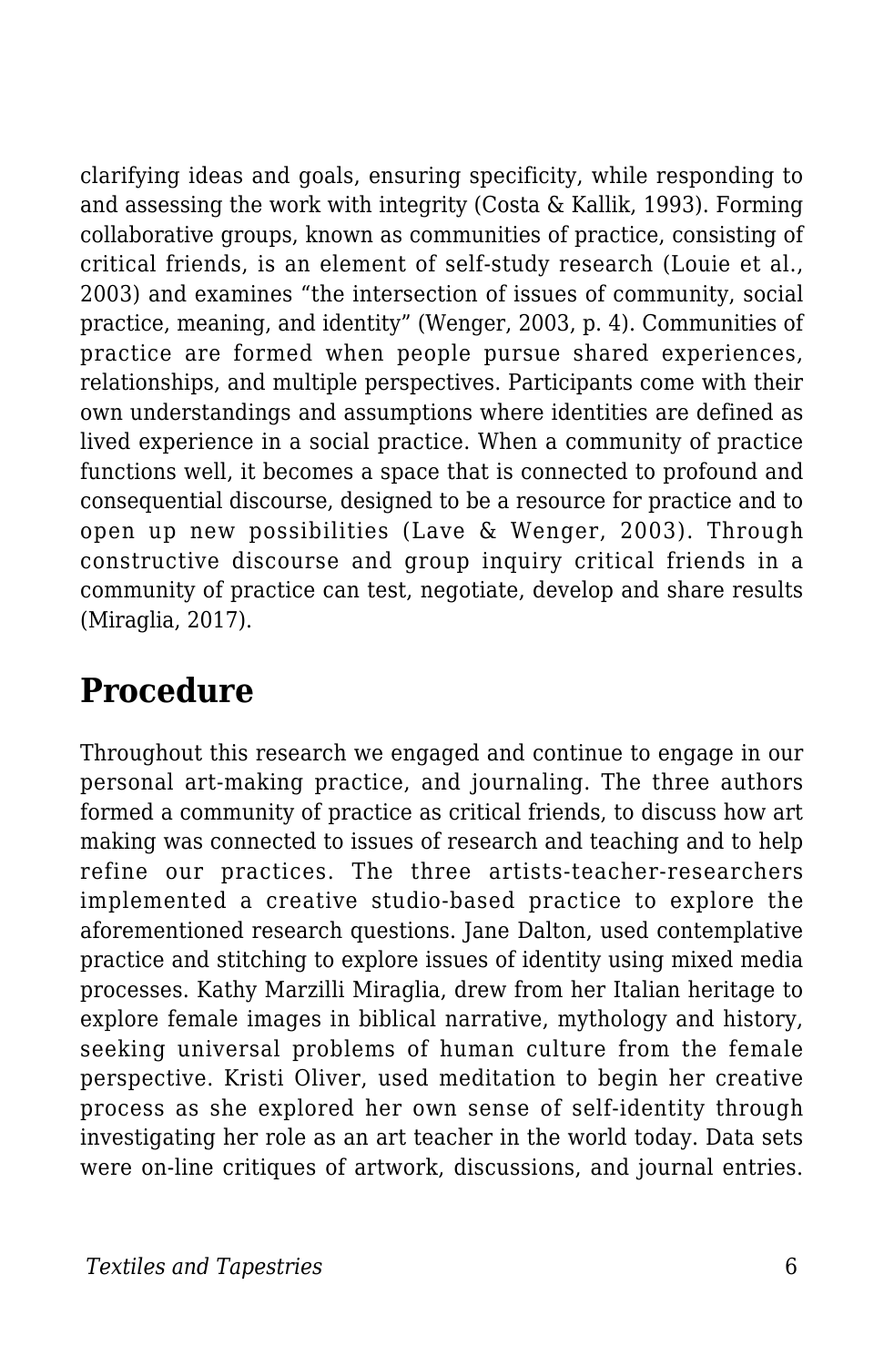clarifying ideas and goals, ensuring specificity, while responding to and assessing the work with integrity (Costa & Kallik, 1993). Forming collaborative groups, known as communities of practice, consisting of critical friends, is an element of self-study research (Louie et al., 2003) and examines "the intersection of issues of community, social practice, meaning, and identity" (Wenger, 2003, p. 4). Communities of practice are formed when people pursue shared experiences, relationships, and multiple perspectives. Participants come with their own understandings and assumptions where identities are defined as lived experience in a social practice. When a community of practice functions well, it becomes a space that is connected to profound and consequential discourse, designed to be a resource for practice and to open up new possibilities (Lave & Wenger, 2003). Through constructive discourse and group inquiry critical friends in a community of practice can test, negotiate, develop and share results (Miraglia, 2017).

## Procedure

Throughout this research we engaged and continue to engage in our personal art-making practice, and journaling. The three authors formed a community of practice as critical friends, to discuss how art making was connected to issues of research and teaching and to help refine our practices. The three artists-teacher-researchers implemented a creative studio-based practice to explore the aforementioned research questions. Jane Dalton, used contemplative practice and stitching to explore issues of identity using mixed media processes. Kathy Marzilli Miraglia, drew from her Italian heritage to explore female images in biblical narrative, mythology and history, seeking universal problems of human culture from the female perspective. Kristi Oliver, used meditation to begin her creative process as she explored her own sense of self-identity through investigating her role as an art teacher in the world today. Data sets were on-line critiques of artwork, discussions, and journal entries.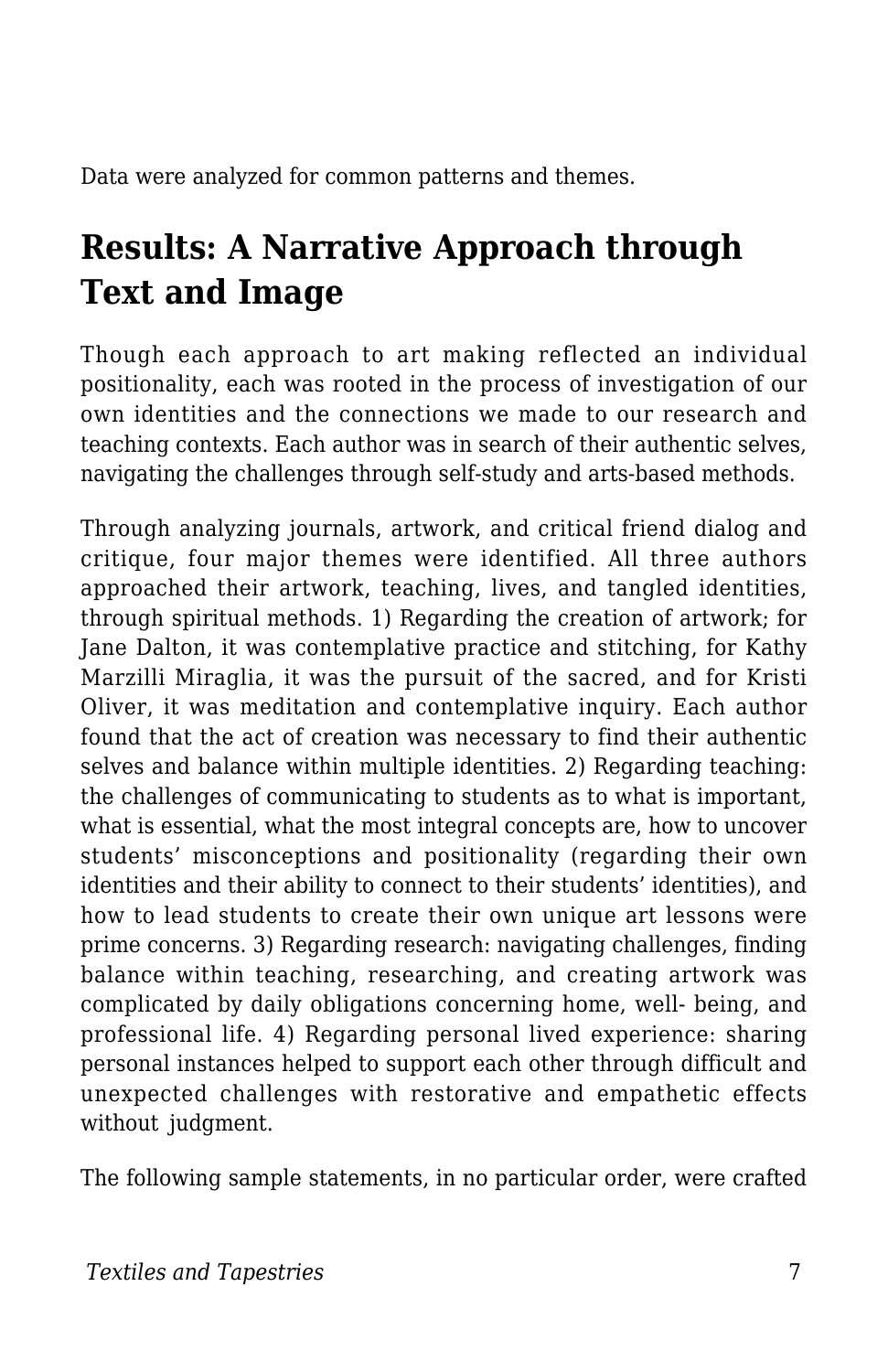Data were analyzed for common patterns and themes.

## Results: A Narrative Approach through Text and Image

Though each approach to art making reflected an individual positionality, each was rooted in the process of investigation of our own identities and the connections we made to our research and teaching contexts. Each author was in search of their authentic selves, navigating the challenges through self-study and arts-based methods.

Through analyzing journals, artwork, and critical friend dialog and critique, four major themes were identified. All three authors approached their artwork, teaching, lives, and tangled identities, through spiritual methods. 1) Regarding the creation of artwork; for Jane Dalton, it was contemplative practice and stitching, for Kathy Marzilli Miraglia, it was the pursuit of the sacred, and for Kristi Oliver, it was meditation and contemplative inquiry. Each author found that the act of creation was necessary to find their authentic selves and balance within multiple identities. 2) Regarding teaching: the challenges of communicating to students as to what is important, what is essential, what the most integral concepts are, how to uncover students' misconceptions and positionality (regarding their own identities and their ability to connect to their students' identities), and how to lead students to create their own unique art lessons were prime concerns. 3) Regarding research: navigating challenges, finding balance within teaching, researching, and creating artwork was complicated by daily obligations concerning home, well- being, and professional life. 4) Regarding personal lived experience: sharing personal instances helped to support each other through difficult and unexpected challenges with restorative and empathetic effects without judgment.

The following sample statements, in no particular order, were crafted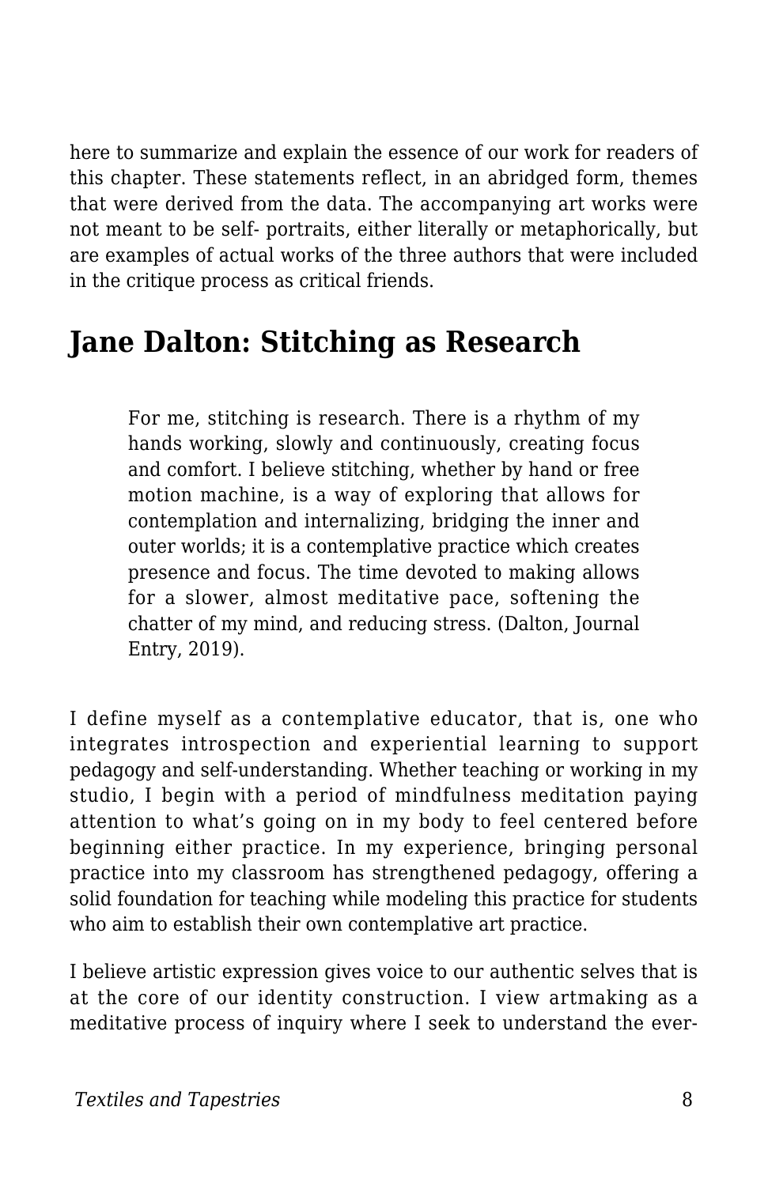here to summarize and explain the essence of our work for readers of this chapter. These statements reflect, in an abridged form, themes that were derived from the data. The accompanying art works were not meant to be self- portraits, either literally or metaphorically, but are examples of actual works of the three authors that were included in the critique process as critical friends.

## Jane Dalton: Stitching as Research

> For me, stitching is research. There is a rhythm of my hands working, slowly and continuously, creating focus and comfort. I believe stitching, whether by hand or free motion machine, is a way of exploring that allows for contemplation and internalizing, bridging the inner and outer worlds; it is a contemplative practice which creates presence and focus. The time devoted to making allows for a slower, almost meditative pace, softening the chatter of my mind, and reducing stress. (Dalton, Journal Entry, 2019).

I define myself as a contemplative educator, that is, one who integrates introspection and experiential learning to support pedagogy and self-understanding. Whether teaching or working in my studio, I begin with a period of mindfulness meditation paying attention to what's going on in my body to feel centered before beginning either practice. In my experience, bringing personal practice into my classroom has strengthened pedagogy, offering a solid foundation for teaching while modeling this practice for students who aim to establish their own contemplative art practice.

I believe artistic expression gives voice to our authentic selves that is at the core of our identity construction. I view artmaking as a meditative process of inquiry where I seek to understand the ever-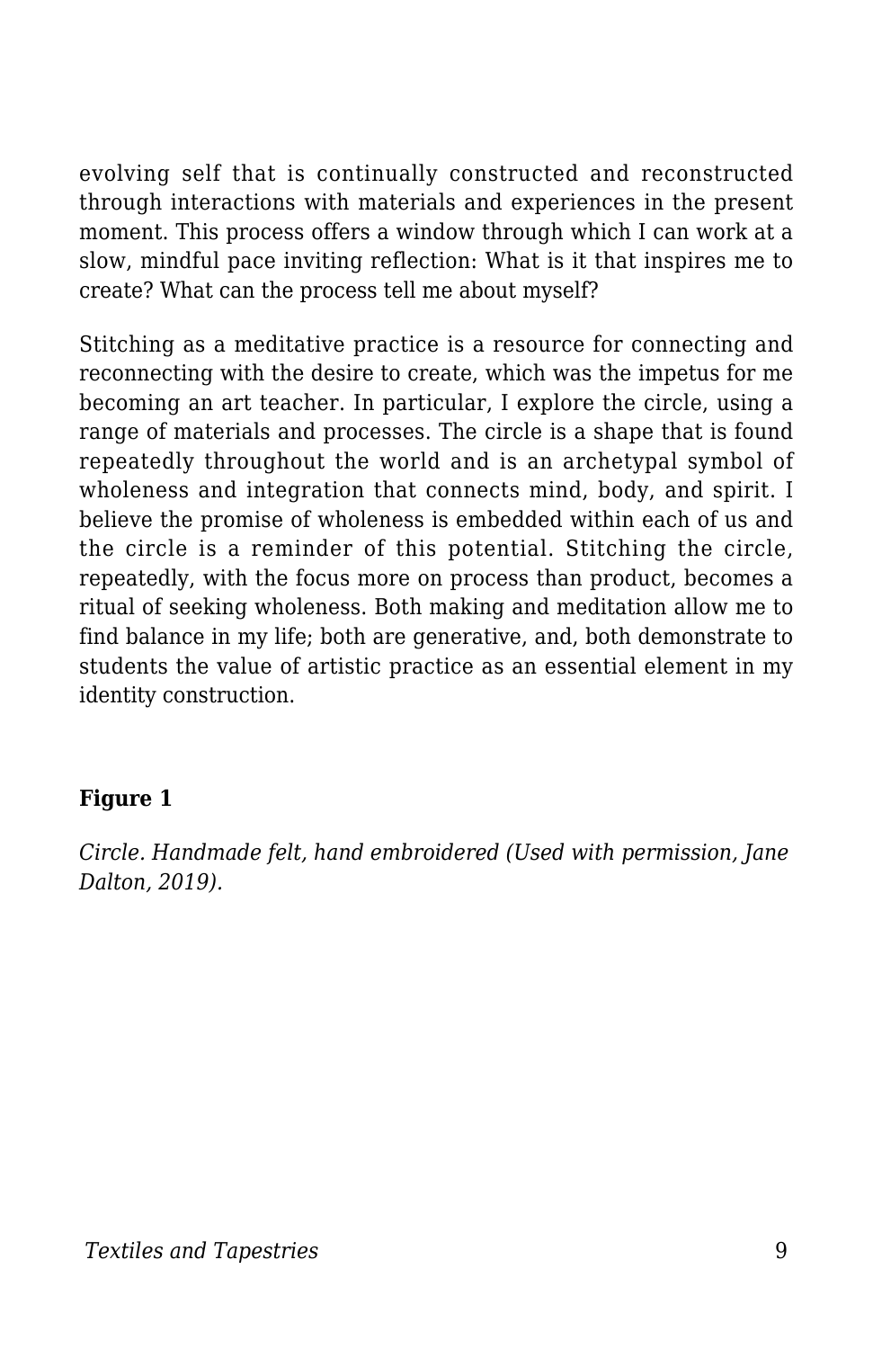evolving self that is continually constructed and reconstructed through interactions with materials and experiences in the present moment. This process offers a window through which I can work at a slow, mindful pace inviting reflection: What is it that inspires me to create? What can the process tell me about myself?

Stitching as a meditative practice is a resource for connecting and reconnecting with the desire to create, which was the impetus for me becoming an art teacher. In particular, I explore the circle, using a range of materials and processes. The circle is a shape that is found repeatedly throughout the world and is an archetypal symbol of wholeness and integration that connects mind, body, and spirit. I believe the promise of wholeness is embedded within each of us and the circle is a reminder of this potential. Stitching the circle, repeatedly, with the focus more on process than product, becomes a ritual of seeking wholeness. Both making and meditation allow me to find balance in my life; both are generative, and, both demonstrate to students the value of artistic practice as an essential element in my identity construction.

**Figure 1**

*Circle. Handmade felt, hand embroidered (Used with permission, Jane Dalton, 2019).*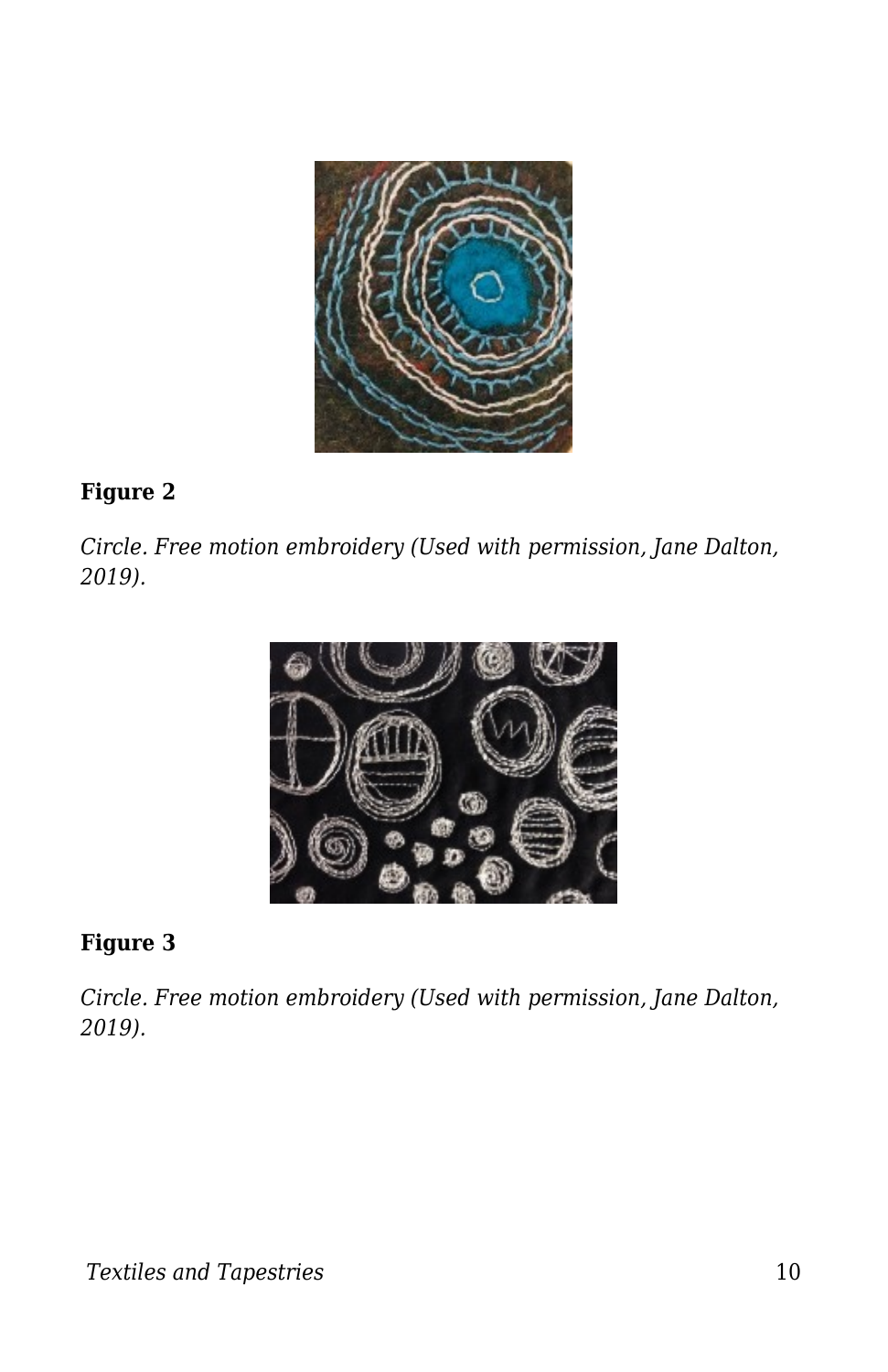**Figure 2**

*Circle. Free motion embroidery (Used with permission, Jane Dalton, 2019).*

**Figure 3**

*Circle. Free motion embroidery (Used with permission, Jane Dalton, 2019).*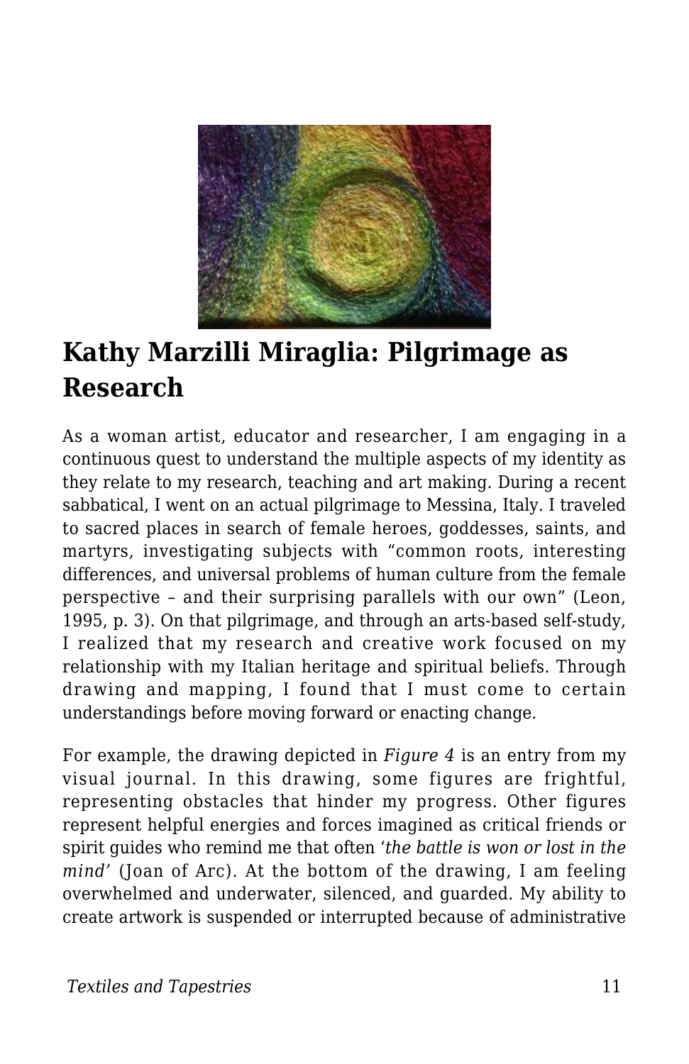## Kathy Marzilli Miraglia: Pilgrimage as Research

As a woman artist, educator and researcher, I am engaging in a continuous quest to understand the multiple aspects of my identity as they relate to my research, teaching and art making. During a recent sabbatical, I went on an actual pilgrimage to Messina, Italy. I traveled to sacred places in search of female heroes, goddesses, saints, and martyrs, investigating subjects with "common roots, interesting differences, and universal problems of human culture from the female perspective – and their surprising parallels with our own" (Leon, 1995, p. 3). On that pilgrimage, and through an arts-based self-study, I realized that my research and creative work focused on my relationship with my Italian heritage and spiritual beliefs. Through drawing and mapping, I found that I must come to certain understandings before moving forward or enacting change.

For example, the drawing depicted in *Figure 4* is an entry from my visual journal. In this drawing, some figures are frightful, representing obstacles that hinder my progress. Other figures represent helpful energies and forces imagined as critical friends or spirit guides who remind me that often '*the battle is won or lost in the mind'* (Joan of Arc). At the bottom of the drawing, I am feeling overwhelmed and underwater, silenced, and guarded. My ability to create artwork is suspended or interrupted because of administrative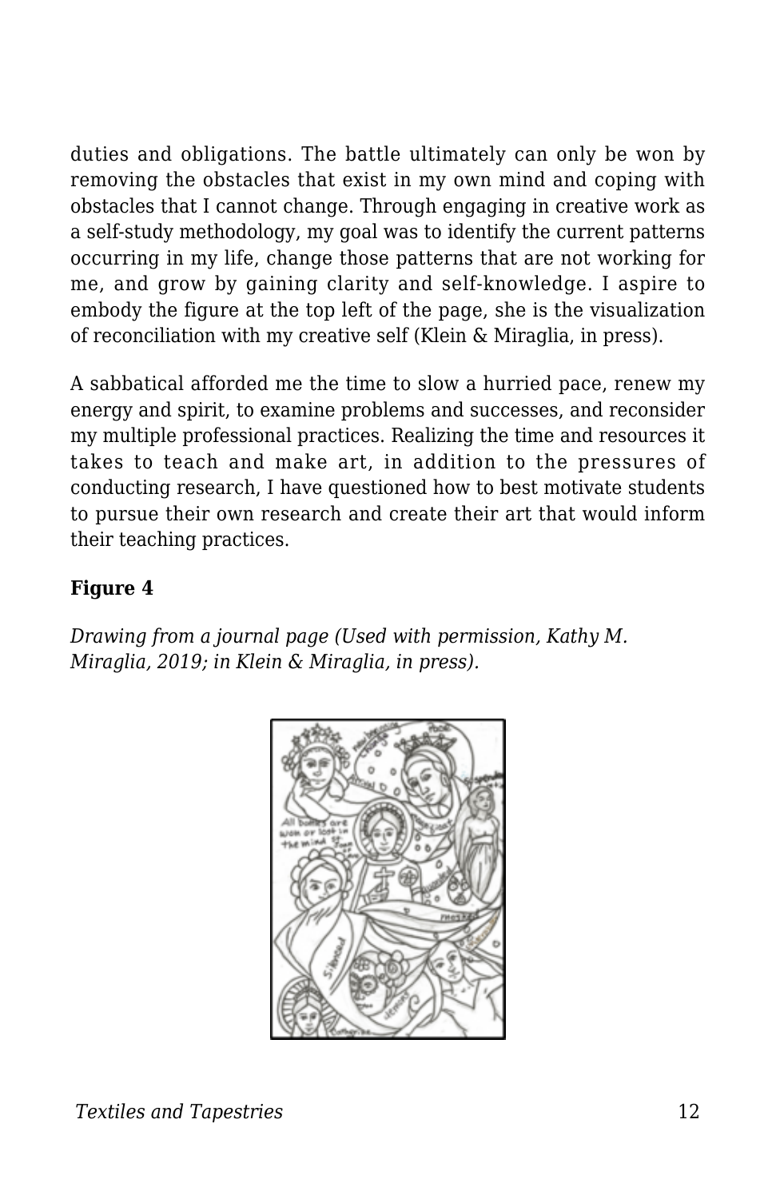duties and obligations. The battle ultimately can only be won by removing the obstacles that exist in my own mind and coping with obstacles that I cannot change. Through engaging in creative work as a self-study methodology, my goal was to identify the current patterns occurring in my life, change those patterns that are not working for me, and grow by gaining clarity and self-knowledge. I aspire to embody the figure at the top left of the page, she is the visualization of reconciliation with my creative self (Klein & Miraglia, in press).

A sabbatical afforded me the time to slow a hurried pace, renew my energy and spirit, to examine problems and successes, and reconsider my multiple professional practices. Realizing the time and resources it takes to teach and make art, in addition to the pressures of conducting research, I have questioned how to best motivate students to pursue their own research and create their art that would inform their teaching practices.

**Figure 4**

*Drawing from a journal page (Used with permission, Kathy M. Miraglia, 2019; in Klein & Miraglia, in press).*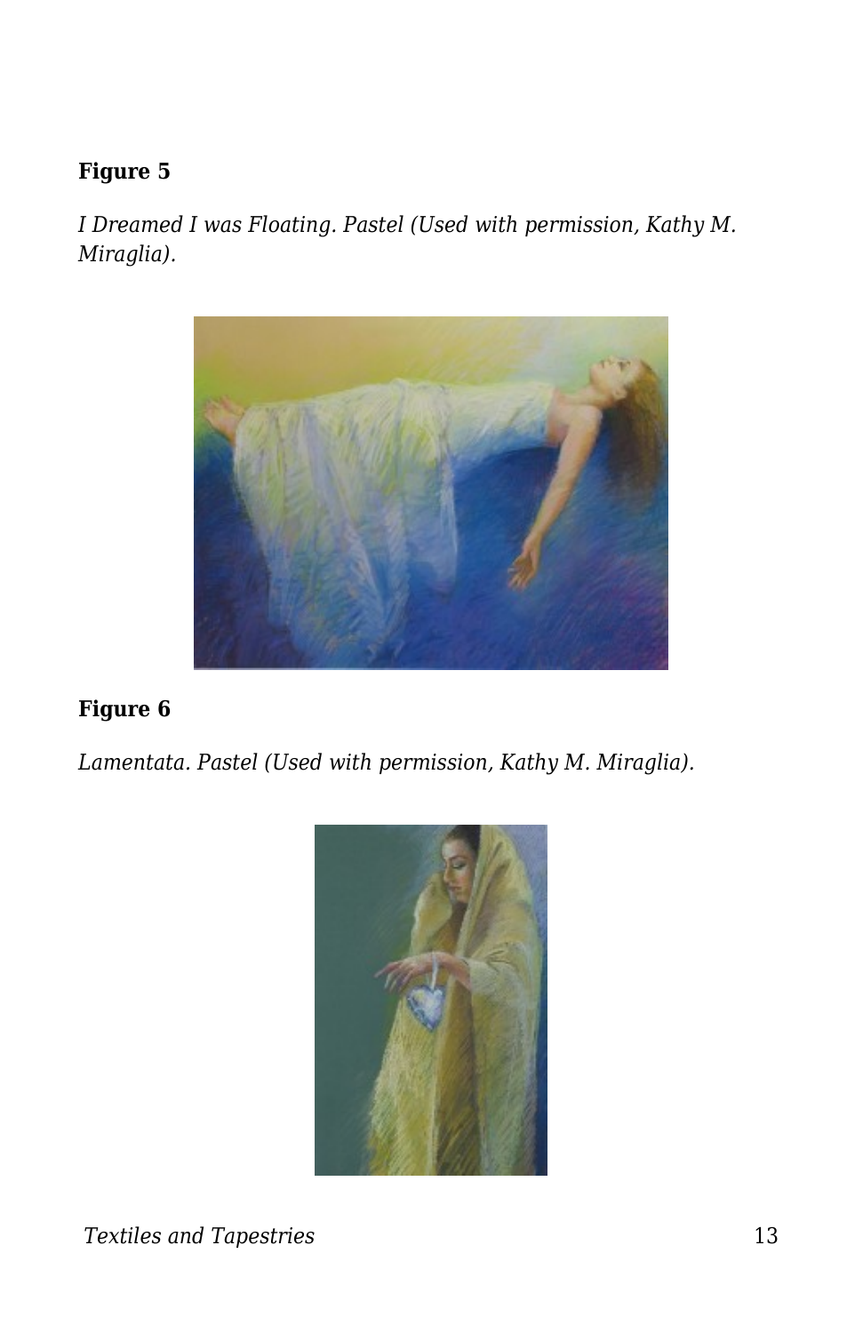**Figure 5**

*I Dreamed I was Floating. Pastel (Used with permission, Kathy M. Miraglia).*

**Figure 6**

*Lamentata. Pastel (Used with permission, Kathy M. Miraglia).*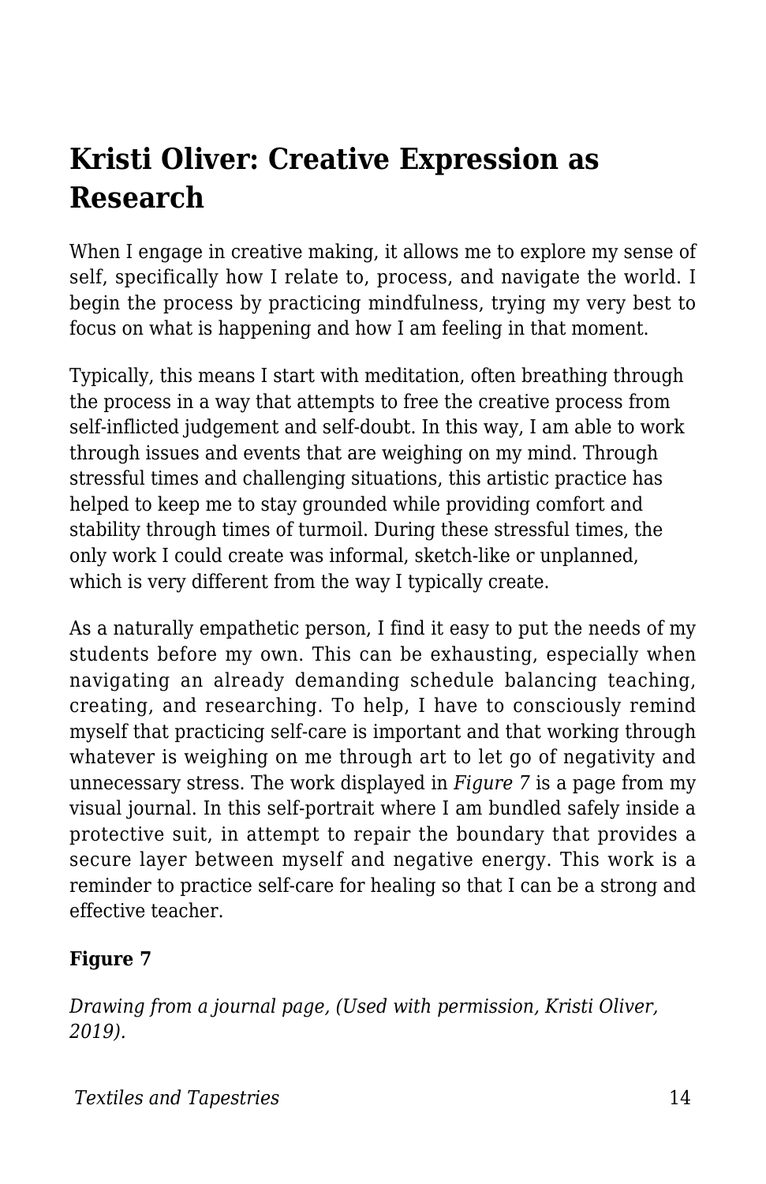## Kristi Oliver: Creative Expression as Research

When I engage in creative making, it allows me to explore my sense of self, specifically how I relate to, process, and navigate the world. I begin the process by practicing mindfulness, trying my very best to focus on what is happening and how I am feeling in that moment.

Typically, this means I start with meditation, often breathing through the process in a way that attempts to free the creative process from self-inflicted judgement and self-doubt. In this way, I am able to work through issues and events that are weighing on my mind. Through stressful times and challenging situations, this artistic practice has helped to keep me to stay grounded while providing comfort and stability through times of turmoil. During these stressful times, the only work I could create was informal, sketch-like or unplanned, which is very different from the way I typically create.

As a naturally empathetic person, I find it easy to put the needs of my students before my own. This can be exhausting, especially when navigating an already demanding schedule balancing teaching, creating, and researching. To help, I have to consciously remind myself that practicing self-care is important and that working through whatever is weighing on me through art to let go of negativity and unnecessary stress. The work displayed in *Figure 7* is a page from my visual journal. In this self-portrait where I am bundled safely inside a protective suit, in attempt to repair the boundary that provides a secure layer between myself and negative energy. This work is a reminder to practice self-care for healing so that I can be a strong and effective teacher.

**Figure 7**

*Drawing from a journal page, (Used with permission, Kristi Oliver, 2019).*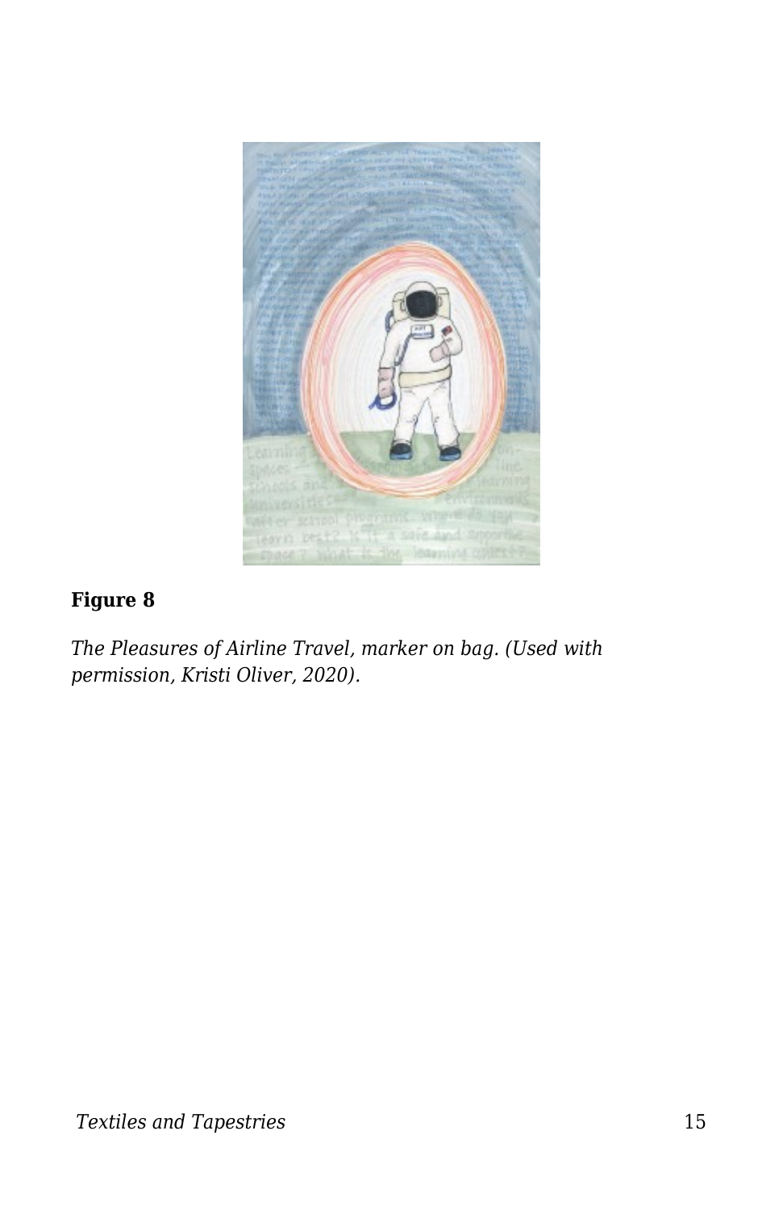**Figure 8**

*The Pleasures of Airline Travel, marker on bag. (Used with permission, Kristi Oliver, 2020).*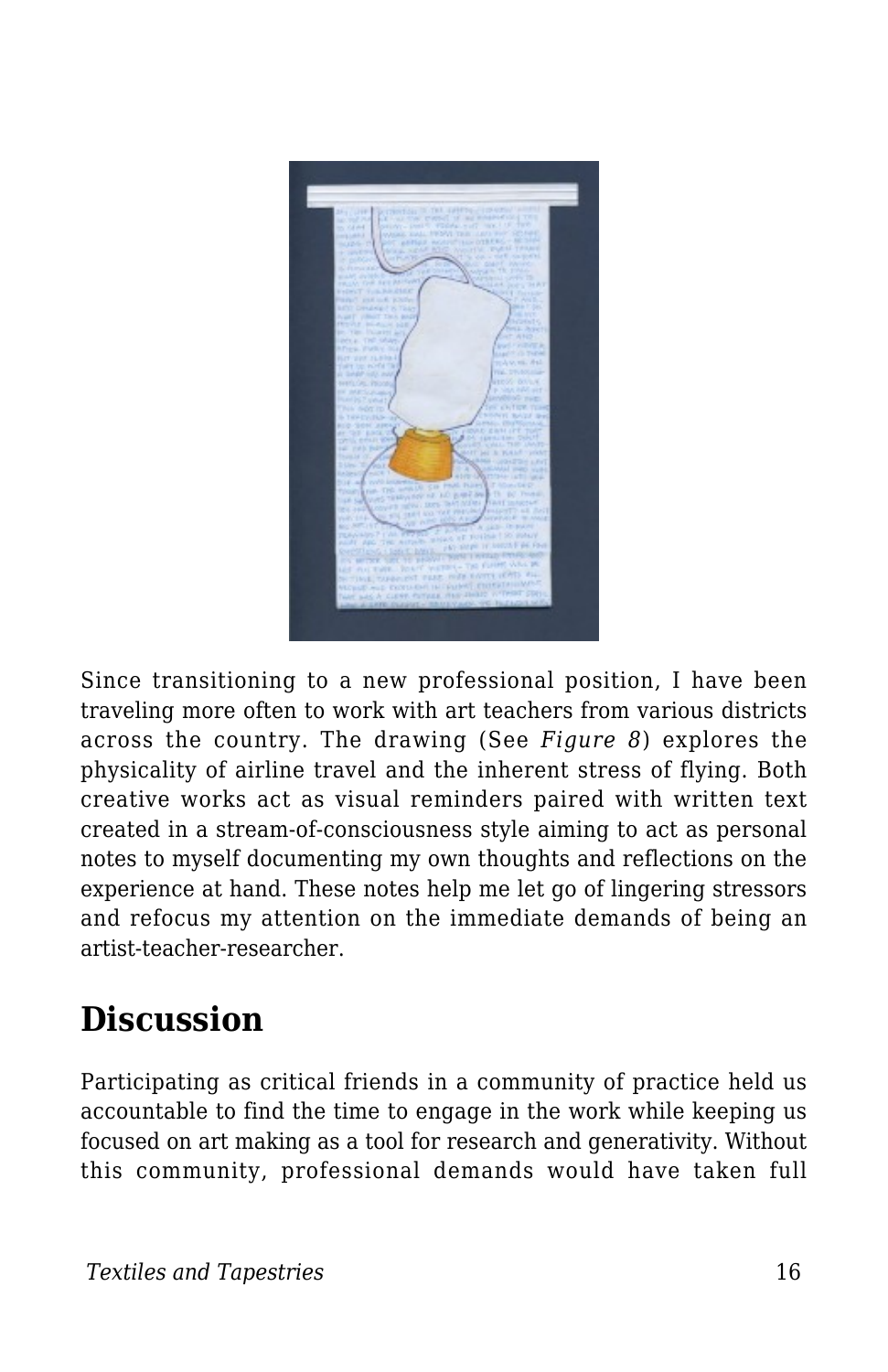Since transitioning to a new professional position, I have been traveling more often to work with art teachers from various districts across the country. The drawing (See *Figure 8*) explores the physicality of airline travel and the inherent stress of flying. Both creative works act as visual reminders paired with written text created in a stream-of-consciousness style aiming to act as personal notes to myself documenting my own thoughts and reflections on the experience at hand. These notes help me let go of lingering stressors and refocus my attention on the immediate demands of being an artist-teacher-researcher.

## Discussion

Participating as critical friends in a community of practice held us accountable to find the time to engage in the work while keeping us focused on art making as a tool for research and generativity. Without this community, professional demands would have taken full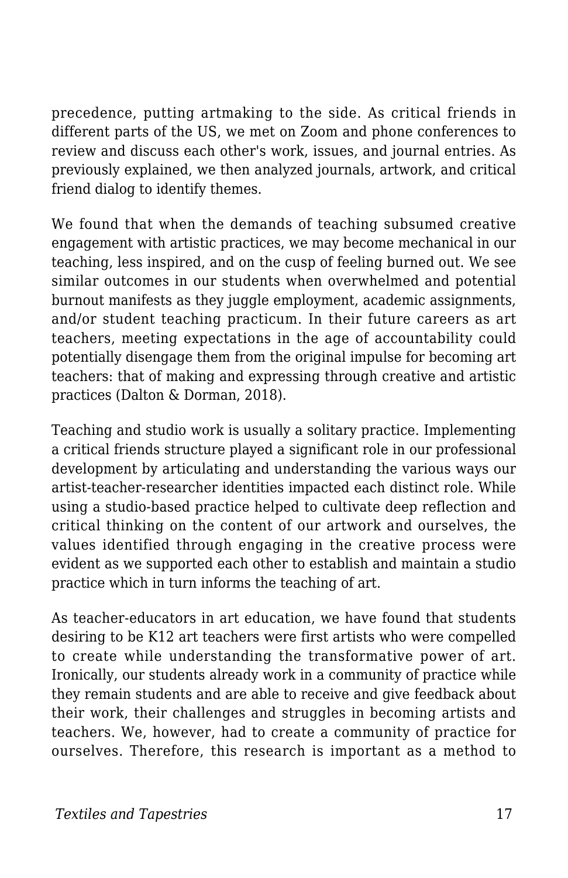precedence, putting artmaking to the side. As critical friends in different parts of the US, we met on Zoom and phone conferences to review and discuss each other's work, issues, and journal entries. As previously explained, we then analyzed journals, artwork, and critical friend dialog to identify themes.

We found that when the demands of teaching subsumed creative engagement with artistic practices, we may become mechanical in our teaching, less inspired, and on the cusp of feeling burned out. We see similar outcomes in our students when overwhelmed and potential burnout manifests as they juggle employment, academic assignments, and/or student teaching practicum. In their future careers as art teachers, meeting expectations in the age of accountability could potentially disengage them from the original impulse for becoming art teachers: that of making and expressing through creative and artistic practices (Dalton & Dorman, 2018).

Teaching and studio work is usually a solitary practice. Implementing a critical friends structure played a significant role in our professional development by articulating and understanding the various ways our artist-teacher-researcher identities impacted each distinct role. While using a studio-based practice helped to cultivate deep reflection and critical thinking on the content of our artwork and ourselves, the values identified through engaging in the creative process were evident as we supported each other to establish and maintain a studio practice which in turn informs the teaching of art.

As teacher-educators in art education, we have found that students desiring to be K12 art teachers were first artists who were compelled to create while understanding the transformative power of art. Ironically, our students already work in a community of practice while they remain students and are able to receive and give feedback about their work, their challenges and struggles in becoming artists and teachers. We, however, had to create a community of practice for ourselves. Therefore, this research is important as a method to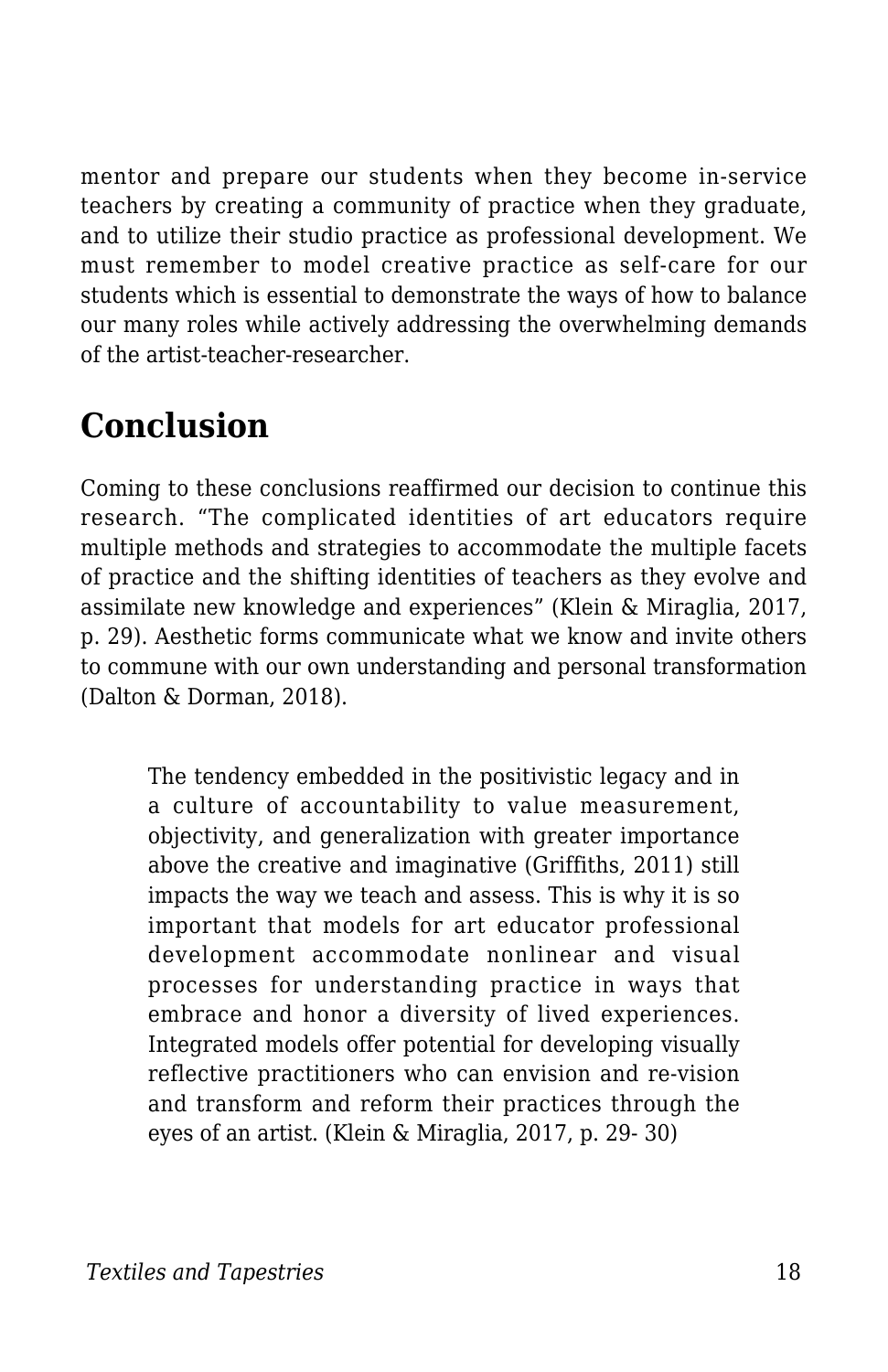mentor and prepare our students when they become in-service teachers by creating a community of practice when they graduate, and to utilize their studio practice as professional development. We must remember to model creative practice as self-care for our students which is essential to demonstrate the ways of how to balance our many roles while actively addressing the overwhelming demands of the artist-teacher-researcher.

## Conclusion

Coming to these conclusions reaffirmed our decision to continue this research. "The complicated identities of art educators require multiple methods and strategies to accommodate the multiple facets of practice and the shifting identities of teachers as they evolve and assimilate new knowledge and experiences" (Klein & Miraglia, 2017, p. 29). Aesthetic forms communicate what we know and invite others to commune with our own understanding and personal transformation (Dalton & Dorman, 2018).

> The tendency embedded in the positivistic legacy and in a culture of accountability to value measurement, objectivity, and generalization with greater importance above the creative and imaginative (Griffiths, 2011) still impacts the way we teach and assess. This is why it is so important that models for art educator professional development accommodate nonlinear and visual processes for understanding practice in ways that embrace and honor a diversity of lived experiences. Integrated models offer potential for developing visually reflective practitioners who can envision and re-vision and transform and reform their practices through the eyes of an artist. (Klein & Miraglia, 2017, p. 29- 30)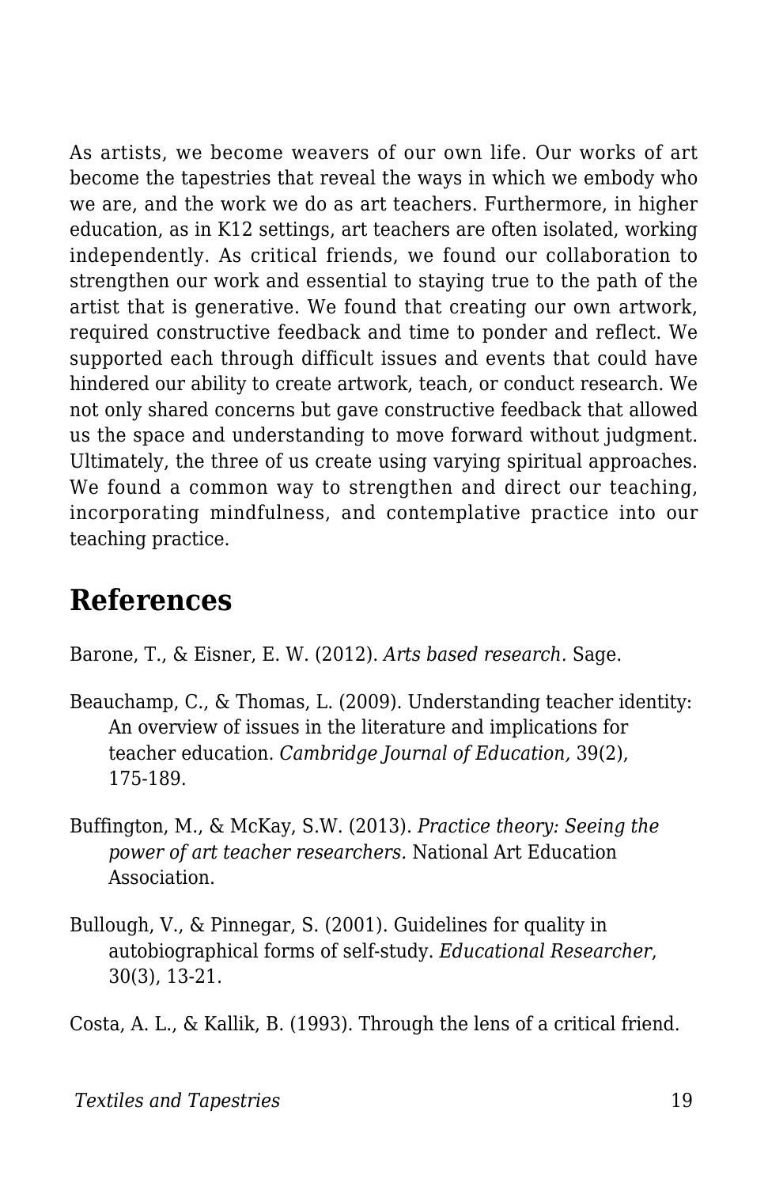As artists, we become weavers of our own life. Our works of art become the tapestries that reveal the ways in which we embody who we are, and the work we do as art teachers. Furthermore, in higher education, as in K12 settings, art teachers are often isolated, working independently. As critical friends, we found our collaboration to strengthen our work and essential to staying true to the path of the artist that is generative. We found that creating our own artwork, required constructive feedback and time to ponder and reflect. We supported each through difficult issues and events that could have hindered our ability to create artwork, teach, or conduct research. We not only shared concerns but gave constructive feedback that allowed us the space and understanding to move forward without judgment. Ultimately, the three of us create using varying spiritual approaches. We found a common way to strengthen and direct our teaching, incorporating mindfulness, and contemplative practice into our teaching practice.

## References

Barone, T., & Eisner, E. W. (2012). *Arts based research*. Sage.

Beauchamp, C., & Thomas, L. (2009). Understanding teacher identity: An overview of issues in the literature and implications for teacher education. *Cambridge Journal of Education,* 39(2), 175-189.

Buffington, M., & McKay, S.W. (2013). *Practice theory: Seeing the power of art teacher researchers.* National Art Education Association.

Bullough, V., & Pinnegar, S. (2001). Guidelines for quality in autobiographical forms of self-study. *Educational Researcher*, 30(3), 13-21.

Costa, A. L., & Kallik, B. (1993). Through the lens of a critical friend.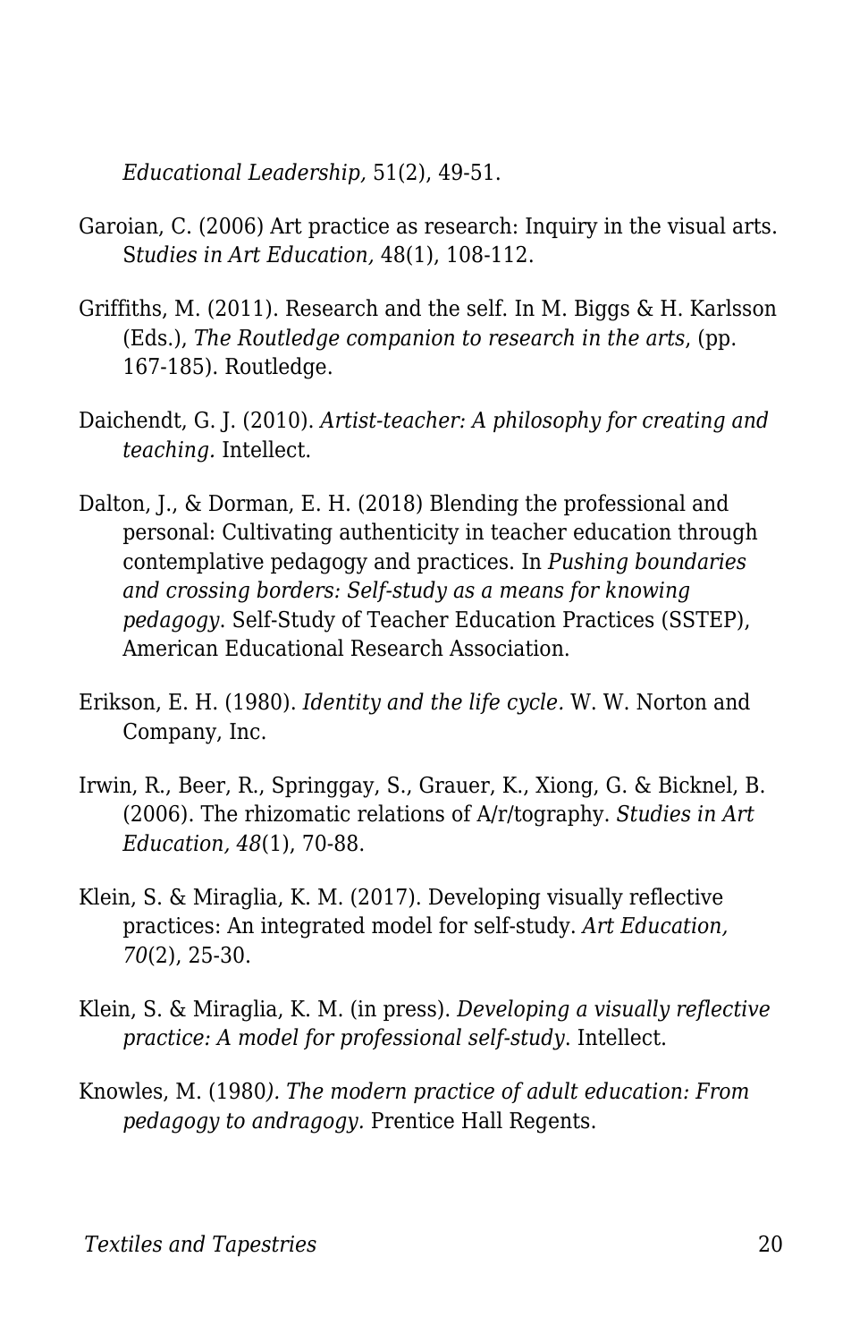*Educational Leadership,* 51(2), 49-51.

Garoian, C. (2006) Art practice as research: Inquiry in the visual arts. S*tudies in Art Education,* 48(1), 108-112.

Griffiths, M. (2011). Research and the self. In M. Biggs & H. Karlsson (Eds.), *The Routledge companion to research in the arts*, (pp. 167-185). Routledge.

Daichendt, G. J. (2010). *Artist-teacher: A philosophy for creating and teaching.* Intellect.

Dalton, J., & Dorman, E. H. (2018) Blending the professional and personal: Cultivating authenticity in teacher education through contemplative pedagogy and practices. In *Pushing boundaries and crossing borders: Self-study as a means for knowing pedagogy*. Self-Study of Teacher Education Practices (SSTEP), American Educational Research Association.

Erikson, E. H. (1980). *Identity and the life cycle.* W. W. Norton and Company, Inc.

Irwin, R., Beer, R., Springgay, S., Grauer, K., Xiong, G. & Bicknel, B. (2006). The rhizomatic relations of A/r/tography. *Studies in Art Education, 48*(1), 70-88.

Klein, S. & Miraglia, K. M. (2017). Developing visually reflective practices: An integrated model for self-study. *Art Education, 70*(2), 25-30.

Klein, S. & Miraglia, K. M. (in press). *Developing a visually reflective practice: A model for professional self-study*. Intellect.

Knowles, M. (1980*). The modern practice of adult education: From pedagogy to andragogy.* Prentice Hall Regents.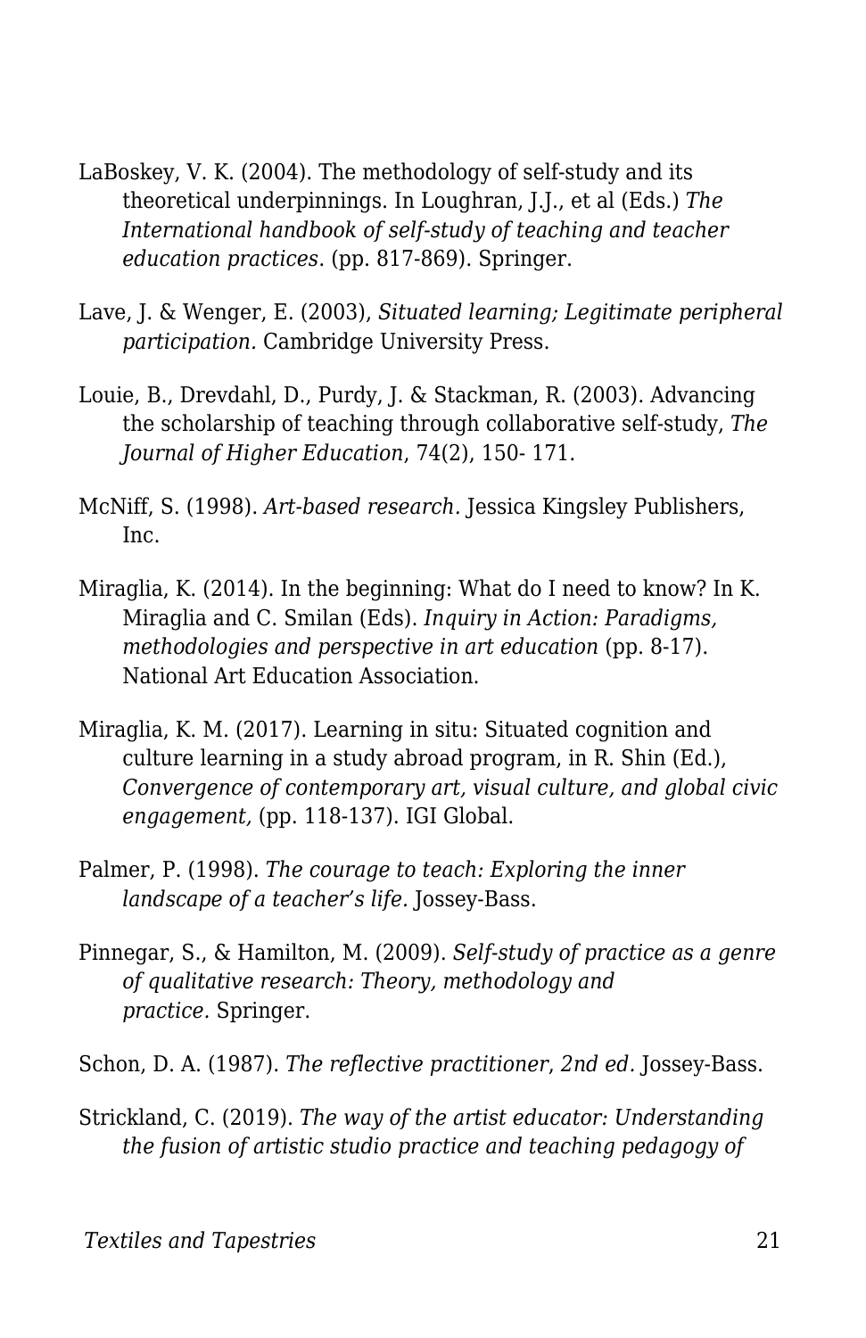LaBoskey, V. K. (2004). The methodology of self-study and its theoretical underpinnings. In Loughran, J.J., et al (Eds.) *The International handbook of self-study of teaching and teacher education practices*. (pp. 817-869). Springer.

Lave, J. & Wenger, E. (2003), *Situated learning; Legitimate peripheral participation.* Cambridge University Press.

Louie, B., Drevdahl, D., Purdy, J. & Stackman, R. (2003). Advancing the scholarship of teaching through collaborative self-study, *The Journal of Higher Education*, 74(2), 150- 171.

McNiff, S. (1998). *Art-based research.* Jessica Kingsley Publishers, Inc.

Miraglia, K. (2014). In the beginning: What do I need to know? In K. Miraglia and C. Smilan (Eds). *Inquiry in Action: Paradigms, methodologies and perspective in art education* (pp. 8-17). National Art Education Association.

Miraglia, K. M. (2017). Learning in situ: Situated cognition and culture learning in a study abroad program, in R. Shin (Ed.), *Convergence of contemporary art, visual culture, and global civic engagement,* (pp. 118-137). IGI Global.

Palmer, P. (1998). *The courage to teach: Exploring the inner landscape of a teacher's life.* Jossey-Bass.

Pinnegar, S., & Hamilton, M. (2009). *Self-study of practice as a genre of qualitative research: Theory, methodology and practice.* Springer.

Schon, D. A. (1987). *The reflective practitioner, 2nd ed.* Jossey-Bass.

Strickland, C. (2019). *The way of the artist educator: Understanding the fusion of artistic studio practice and teaching pedagogy of*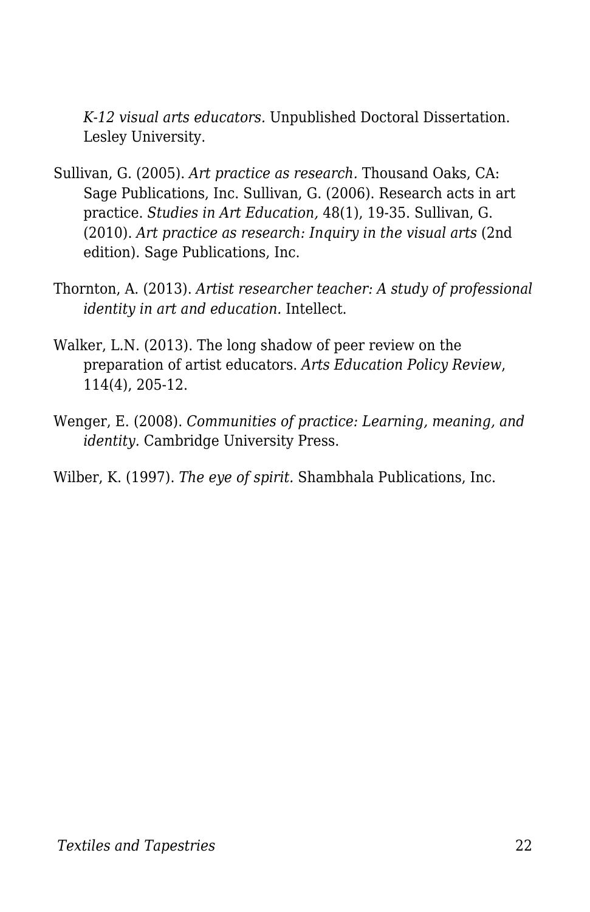*K-12 visual arts educators.* Unpublished Doctoral Dissertation. Lesley University.

Sullivan, G. (2005). *Art practice as research.* Thousand Oaks, CA: Sage Publications, Inc. Sullivan, G. (2006). Research acts in art practice. *Studies in Art Education,* 48(1), 19-35. Sullivan, G. (2010). *Art practice as research: Inquiry in the visual arts* (2nd edition). Sage Publications, Inc.

Thornton, A. (2013). *Artist researcher teacher: A study of professional identity in art and education.* Intellect.

Walker, L.N. (2013). The long shadow of peer review on the preparation of artist educators. *Arts Education Policy Review*, 114(4), 205-12.

Wenger, E. (2008). *Communities of practice: Learning, meaning, and identity.* Cambridge University Press.

Wilber, K. (1997). *The eye of spirit.* Shambhala Publications, Inc.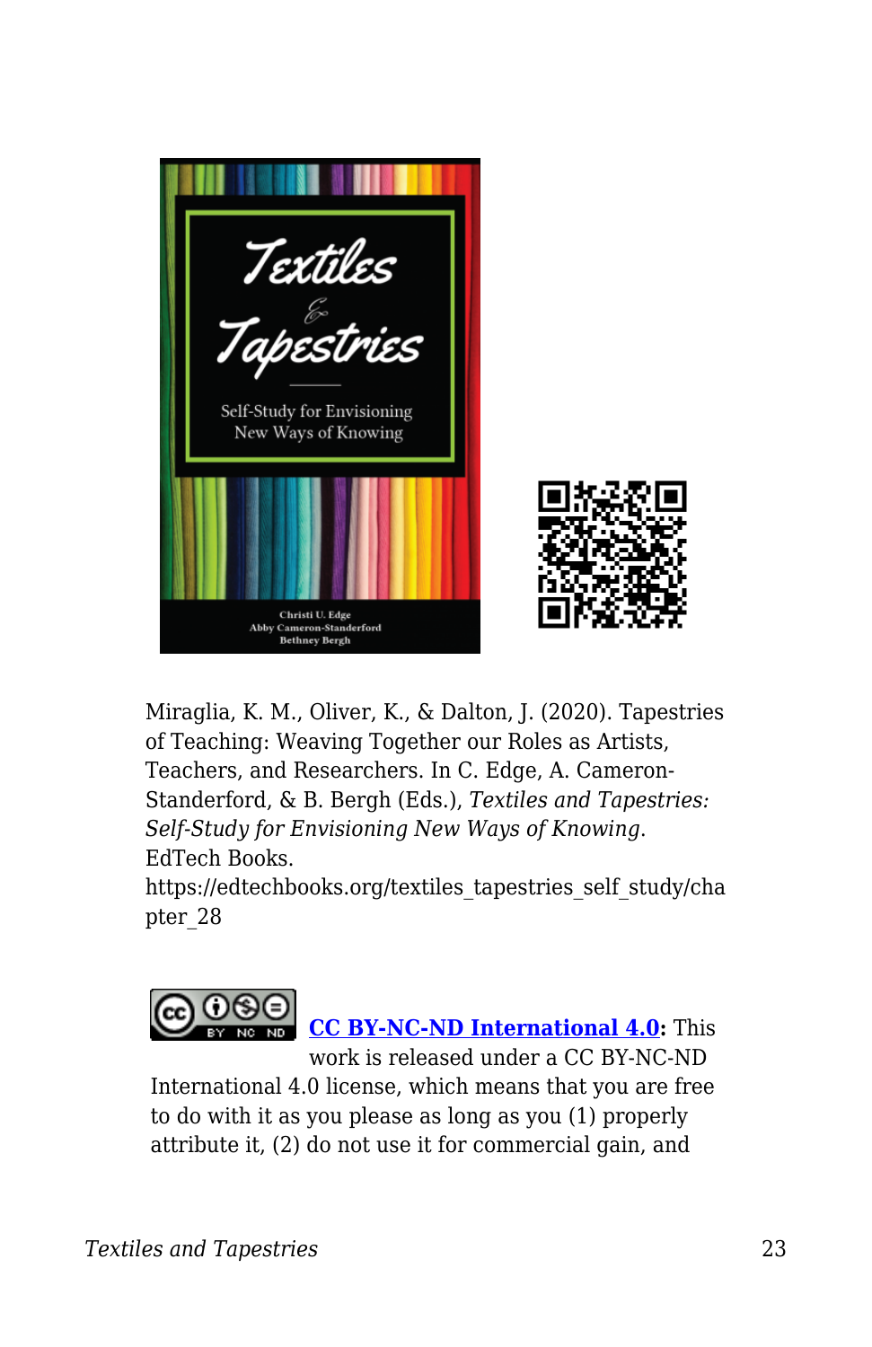Miraglia, K. M., Oliver, K., & Dalton, J. (2020). Tapestries of Teaching: Weaving Together our Roles as Artists, Teachers, and Researchers. In C. Edge, A. Cameron-Standerford, & B. Bergh (Eds.), *Textiles and Tapestries: Self-Study for Envisioning New Ways of Knowing*. EdTech Books. https://edtechbooks.org/textiles_tapestries_self_study/chapter_28

**[CC BY-NC-ND International 4.0](https://creativecommons.org/licenses/by-nc-nd/4.0/):** This work is released under a CC BY-NC-ND International 4.0 license, which means that you are free to do with it as you please as long as you (1) properly attribute it, (2) do not use it for commercial gain, and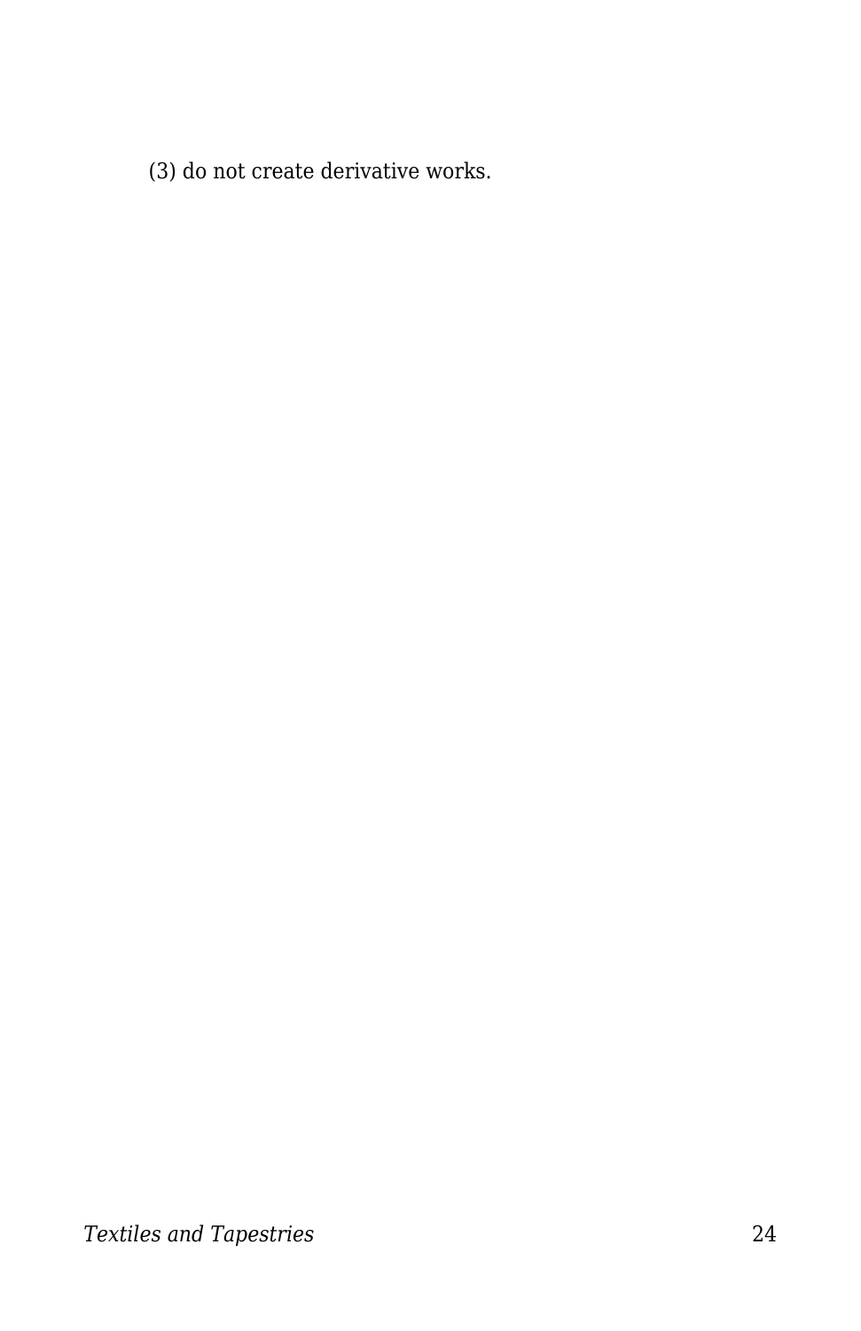(3) do not create derivative works.